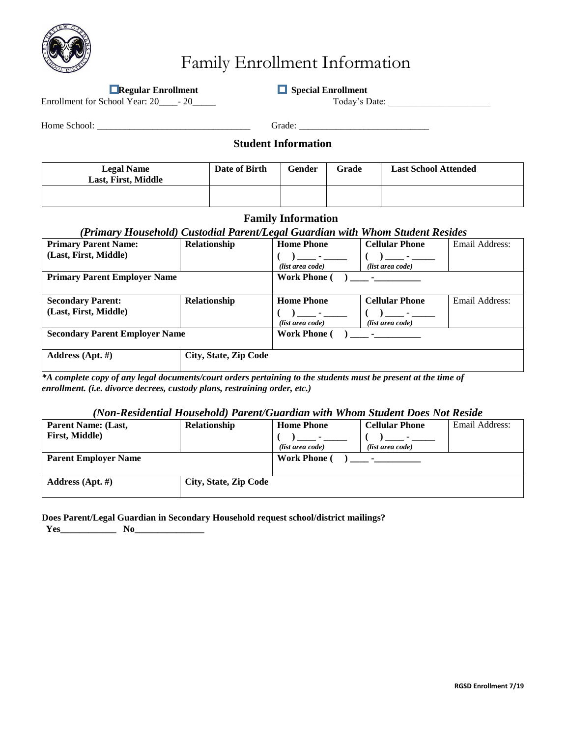# Family Enrollment Information

☐ **Regular Enrollment** ☐ **Special Enrollment**

Enrollment for School Year: 20____- 20_____ Today's Date: ______________________

Home School: _________________________________ Grade: ____________________________

## Student Information

| Legal Name Last, First, Middle | Date of Birth | Gender | Grade | Last School Attended |
|---|---|---|---|---|
| | | | | |

## Family Information

### *(Primary Household) Custodial Parent/Legal Guardian with Whom Student Resides*

| **Primary Parent Name: (Last, First, Middle)** | **Relationship** | **Home Phone** ( ) ____ - _____ *(list area code)* | **Cellular Phone** ( ) ____ - _____ *(list area code)* | Email Address: |
|---|---|---|---|---|
| **Primary Parent Employer Name** | | **Work Phone** ( ) ____ -__________ | | |
| **Secondary Parent: (Last, First, Middle)** | **Relationship** | **Home Phone** ( ) ____ - _____ *(list area code)* | **Cellular Phone** ( ) ____ - _____ *(list area code)* | Email Address: |
| **Secondary Parent Employer Name** | | **Work Phone** ( ) ____ -__________ | | |
| **Address (Apt. #)** | **City, State, Zip Code** | | | |

***A complete copy of any legal documents/court orders pertaining to the students must be present at the time of enrollment. (i.e. divorce decrees, custody plans, restraining order, etc.)***

### *(Non-Residential Household) Parent/Guardian with Whom Student Does Not Reside*

| **Parent Name: (Last, First, Middle)** | **Relationship** | **Home Phone** ( ) ____ - _____ *(list area code)* | **Cellular Phone** ( ) ____ - _____ *(list area code)* | Email Address: |
|---|---|---|---|---|
| **Parent Employer Name** | | **Work Phone** ( ) ____ -__________ | | |
| **Address (Apt. #)** | **City, State, Zip Code** | | | |

**Does Parent/Legal Guardian in Secondary Household request school/district mailings?**

**Yes____________ No_______________**

**RGSD Enrollment 7/19**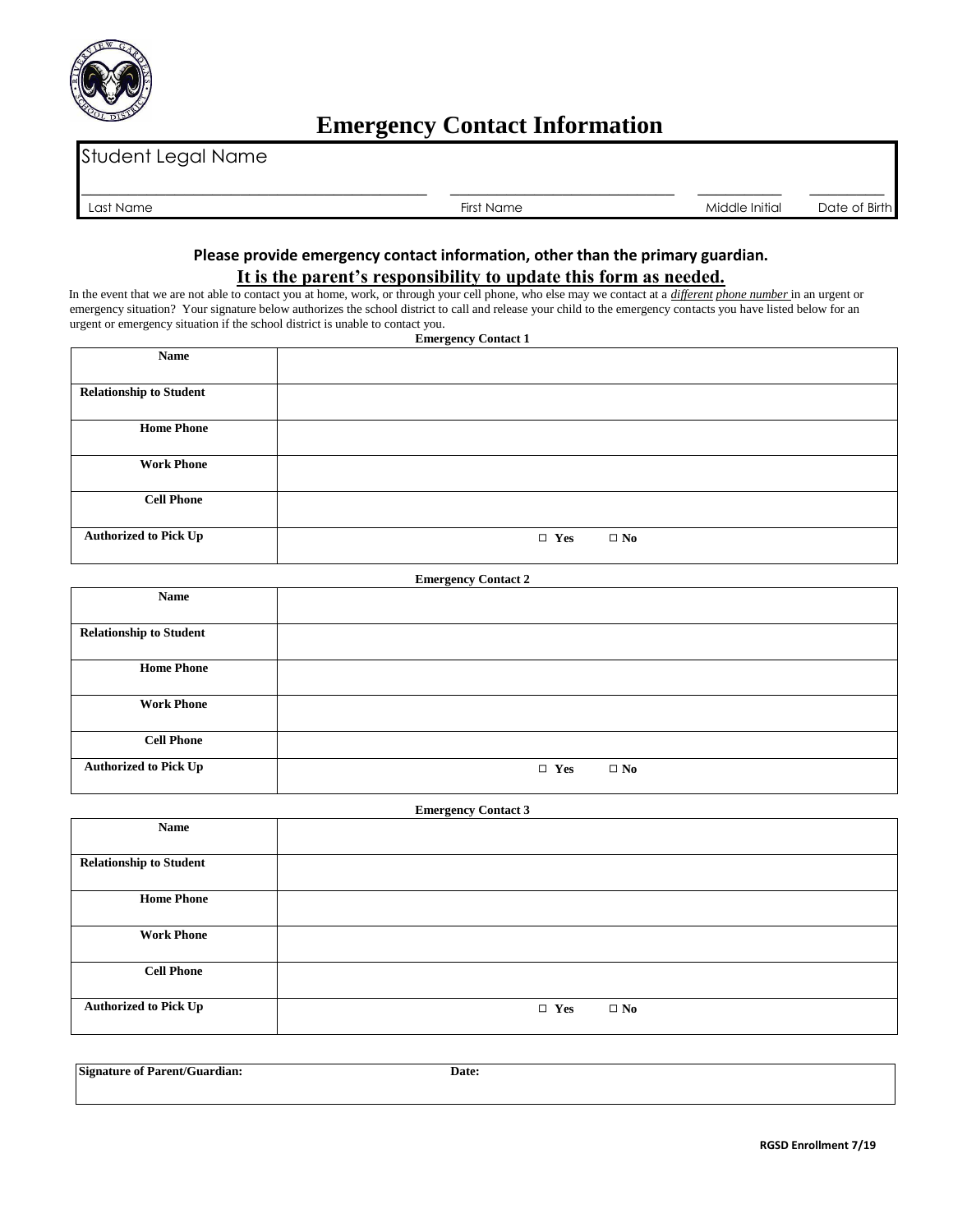# Emergency Contact Information

| Student Legal Name | | | |
|---|---|---|---|
| | | | |
| Last Name | First Name | Middle Initial | Date of Birth |

**Please provide emergency contact information, other than the primary guardian.**

**It is the parent's responsibility to update this form as needed.**

In the event that we are not able to contact you at home, work, or through your cell phone, who else may we contact at a ***different phone number*** in an urgent or emergency situation? Your signature below authorizes the school district to call and release your child to the emergency contacts you have listed below for an urgent or emergency situation if the school district is unable to contact you.

**Emergency Contact 1**

| **Name** | |
|---|---|
| **Relationship to Student** | |
| **Home Phone** | |
| **Work Phone** | |
| **Cell Phone** | |
| **Authorized to Pick Up** | □ **Yes** □ **No** |

**Emergency Contact 2**

| **Name** | |
|---|---|
| **Relationship to Student** | |
| **Home Phone** | |
| **Work Phone** | |
| **Cell Phone** | |
| **Authorized to Pick Up** | □ **Yes** □ **No** |

**Emergency Contact 3**

| **Name** | |
|---|---|
| **Relationship to Student** | |
| **Home Phone** | |
| **Work Phone** | |
| **Cell Phone** | |
| **Authorized to Pick Up** | □ **Yes** □ **No** |

| **Signature of Parent/Guardian:** | **Date:** |
|---|---|
| | |

**RGSD Enrollment 7/19**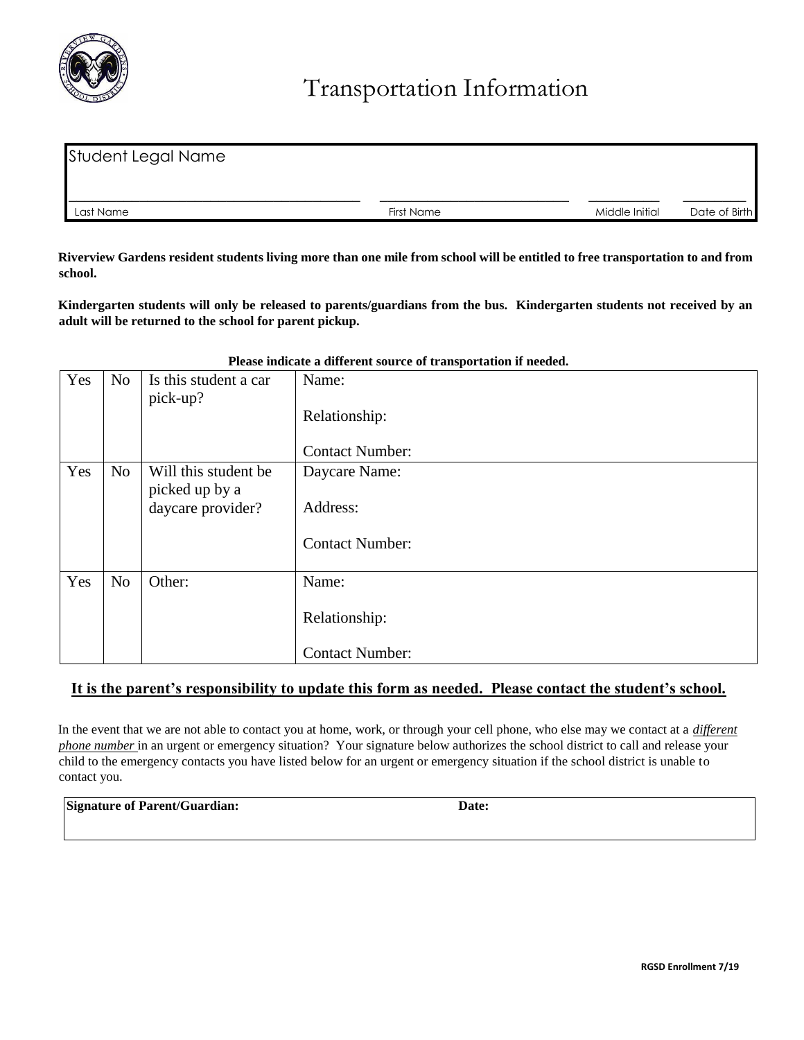# Transportation Information

| Student Legal Name | | | |
|---|---|---|---|
| ______________________ | ______________________ | __________ | __________ |
| Last Name | First Name | Middle Initial | Date of Birth |

**Riverview Gardens resident students living more than one mile from school will be entitled to free transportation to and from school.**

**Kindergarten students will only be released to parents/guardians from the bus. Kindergarten students not received by an adult will be returned to the school for parent pickup.**

**Please indicate a different source of transportation if needed.**

| | | | |
|---|---|---|---|
| Yes | No | Is this student a car pick-up? | Name:<br><br>Relationship:<br><br>Contact Number: |
| Yes | No | Will this student be picked up by a daycare provider? | Daycare Name:<br><br>Address:<br><br>Contact Number: |
| Yes | No | Other: | Name:<br><br>Relationship:<br><br>Contact Number: |

**<u>It is the parent's responsibility to update this form as needed. Please contact the student's school.</u>**

In the event that we are not able to contact you at home, work, or through your cell phone, who else may we contact at a ***<u>different phone number</u>*** in an urgent or emergency situation? Your signature below authorizes the school district to call and release your child to the emergency contacts you have listed below for an urgent or emergency situation if the school district is unable to contact you.

| Signature of Parent/Guardian: | Date: |
|---|---|
| | |

RGSD Enrollment 7/19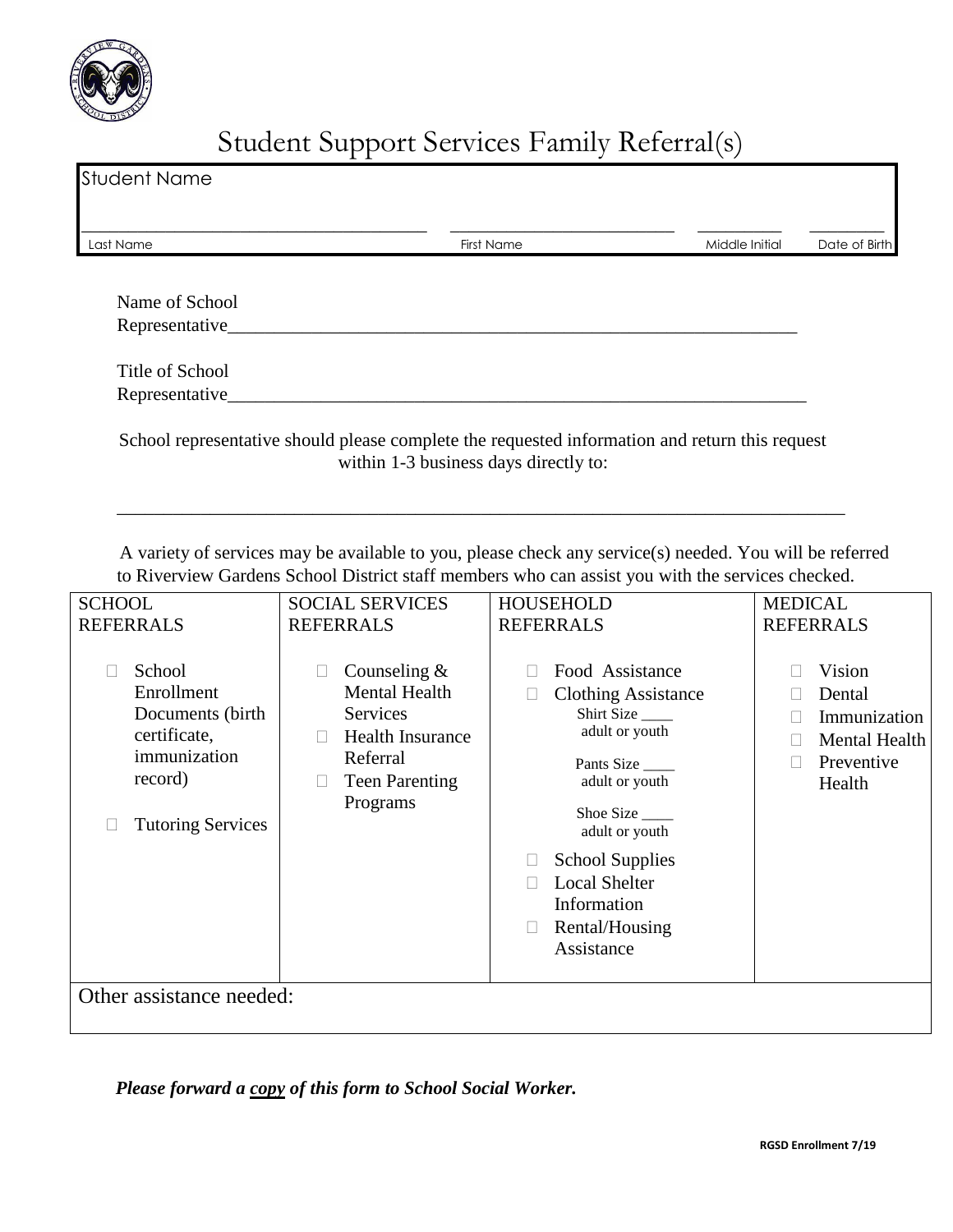# Student Support Services Family Referral(s)

Student Name

\_\_\_\_\_\_\_\_\_\_\_\_\_\_\_\_\_\_\_\_\_\_\_\_\_\_\_\_\_\_\_\_\_\_\_\_\_\_\_\_ \_\_\_\_\_\_\_\_\_\_\_\_\_\_\_\_\_\_\_\_\_\_\_\_\_\_\_ \_\_\_\_\_\_\_\_\_\_ \_\_\_\_\_\_\_\_\_

Last Name First Name Middle Initial Date of Birth

Name of School Representative\_\_\_\_\_\_\_\_\_\_\_\_\_\_\_\_\_\_\_\_\_\_\_\_\_\_\_\_\_\_\_\_\_\_\_\_\_\_\_\_\_\_\_\_\_\_\_\_\_\_\_\_\_\_\_\_\_\_\_\_\_\_\_\_

Title of School Representative\_\_\_\_\_\_\_\_\_\_\_\_\_\_\_\_\_\_\_\_\_\_\_\_\_\_\_\_\_\_\_\_\_\_\_\_\_\_\_\_\_\_\_\_\_\_\_\_\_\_\_\_\_\_\_\_\_\_\_\_\_\_\_\_\_\_

School representative should please complete the requested information and return this request within 1-3 business days directly to:

\_\_\_\_\_\_\_\_\_\_\_\_\_\_\_\_\_\_\_\_\_\_\_\_\_\_\_\_\_\_\_\_\_\_\_\_\_\_\_\_\_\_\_\_\_\_\_\_\_\_\_\_\_\_\_\_\_\_\_\_\_\_\_\_\_\_\_\_\_\_\_\_\_\_\_\_\_\_\_\_\_\_

A variety of services may be available to you, please check any service(s) needed. You will be referred to Riverview Gardens School District staff members who can assist you with the services checked.

| SCHOOL REFERRALS | SOCIAL SERVICES REFERRALS | HOUSEHOLD REFERRALS | MEDICAL REFERRALS |
|---|---|---|---|
| ☐ School Enrollment Documents (birth certificate, immunization record)<br><br>☐ Tutoring Services | ☐ Counseling & Mental Health Services<br>☐ Health Insurance Referral<br>☐ Teen Parenting Programs | ☐ Food Assistance<br>☐ Clothing Assistance<br>Shirt Size \_\_\_\_ adult or youth<br>Pants Size \_\_\_\_ adult or youth<br>Shoe Size \_\_\_\_ adult or youth<br>☐ School Supplies<br>☐ Local Shelter Information<br>☐ Rental/Housing Assistance | ☐ Vision<br>☐ Dental<br>☐ Immunization<br>☐ Mental Health<br>☐ Preventive Health |
| Other assistance needed: | | | |

***Please forward a <u>copy</u> of this form to School Social Worker.***

**RGSD Enrollment 7/19**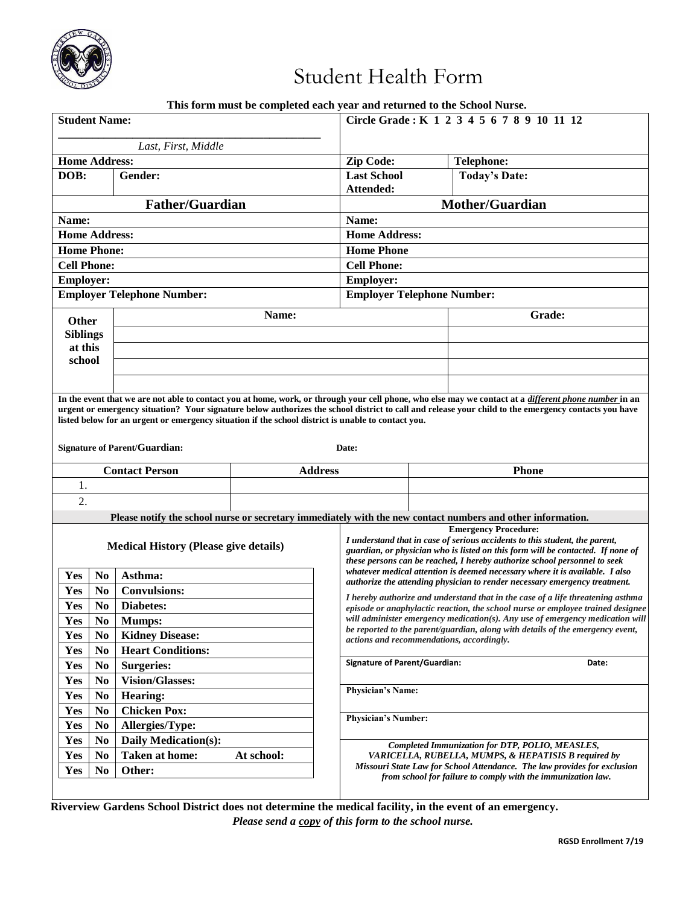# Student Health Form

**This form must be completed each year and returned to the School Nurse.**

| **Student Name:** ______________________ *Last, First, Middle* | | **Circle Grade : K 1 2 3 4 5 6 7 8 9 10 11 12** | |
|---|---|---|---|
| **Home Address:** | | **Zip Code:** | **Telephone:** |
| **DOB:** | **Gender:** | **Last School Attended:** | **Today's Date:** |

| **Father/Guardian** | **Mother/Guardian** |
|---|---|
| **Name:** | **Name:** |
| **Home Address:** | **Home Address:** |
| **Home Phone:** | **Home Phone** |
| **Cell Phone:** | **Cell Phone:** |
| **Employer:** | **Employer:** |
| **Employer Telephone Number:** | **Employer Telephone Number:** |

| **Other Siblings at this school** | **Name:** | **Grade:** |
|---|---|---|
| | | |
| | | |
| | | |
| | | |

**In the event that we are not able to contact you at home, work, or through your cell phone, who else may we contact at a *different phone number* in an urgent or emergency situation? Your signature below authorizes the school district to call and release your child to the emergency contacts you have listed below for an urgent or emergency situation if the school district is unable to contact you.**

**Signature of Parent/Guardian:** **Date:**

| **Contact Person** | **Address** | **Phone** |
|---|---|---|
| 1. | | |
| 2. | | |

**Please notify the school nurse or secretary immediately with the new contact numbers and other information.**

**Medical History (Please give details)**

| | | |
|---|---|---|
| **Yes** | **No** | **Asthma:** |
| **Yes** | **No** | **Convulsions:** |
| **Yes** | **No** | **Diabetes:** |
| **Yes** | **No** | **Mumps:** |
| **Yes** | **No** | **Kidney Disease:** |
| **Yes** | **No** | **Heart Conditions:** |
| **Yes** | **No** | **Surgeries:** |
| **Yes** | **No** | **Vision/Glasses:** |
| **Yes** | **No** | **Hearing:** |
| **Yes** | **No** | **Chicken Pox:** |
| **Yes** | **No** | **Allergies/Type:** |
| **Yes** | **No** | **Daily Medication(s):** |
| **Yes** | **No** | **Taken at home: At school:** |
| **Yes** | **No** | **Other:** |

**Emergency Procedure:**

***I understand that in case of serious accidents to this student, the parent, guardian, or physician who is listed on this form will be contacted. If none of these persons can be reached, I hereby authorize school personnel to seek whatever medical attention is deemed necessary where it is available. I also authorize the attending physician to render necessary emergency treatment.***

***I hereby authorize and understand that in the case of a life threatening asthma episode or anaphylactic reaction, the school nurse or employee trained designee will administer emergency medication(s). Any use of emergency medication will be reported to the parent/guardian, along with details of the emergency event, actions and recommendations, accordingly.***

**Signature of Parent/Guardian:** **Date:**

**Physician's Name:**

**Physician's Number:**

***Completed Immunization for DTP, POLIO, MEASLES, VARICELLA, RUBELLA, MUMPS, & HEPATISIS B required by Missouri State Law for School Attendance. The law provides for exclusion from school for failure to comply with the immunization law.***

**Riverview Gardens School District does not determine the medical facility, in the event of an emergency.**

***Please send a copy of this form to the school nurse.***

**RGSD Enrollment 7/19**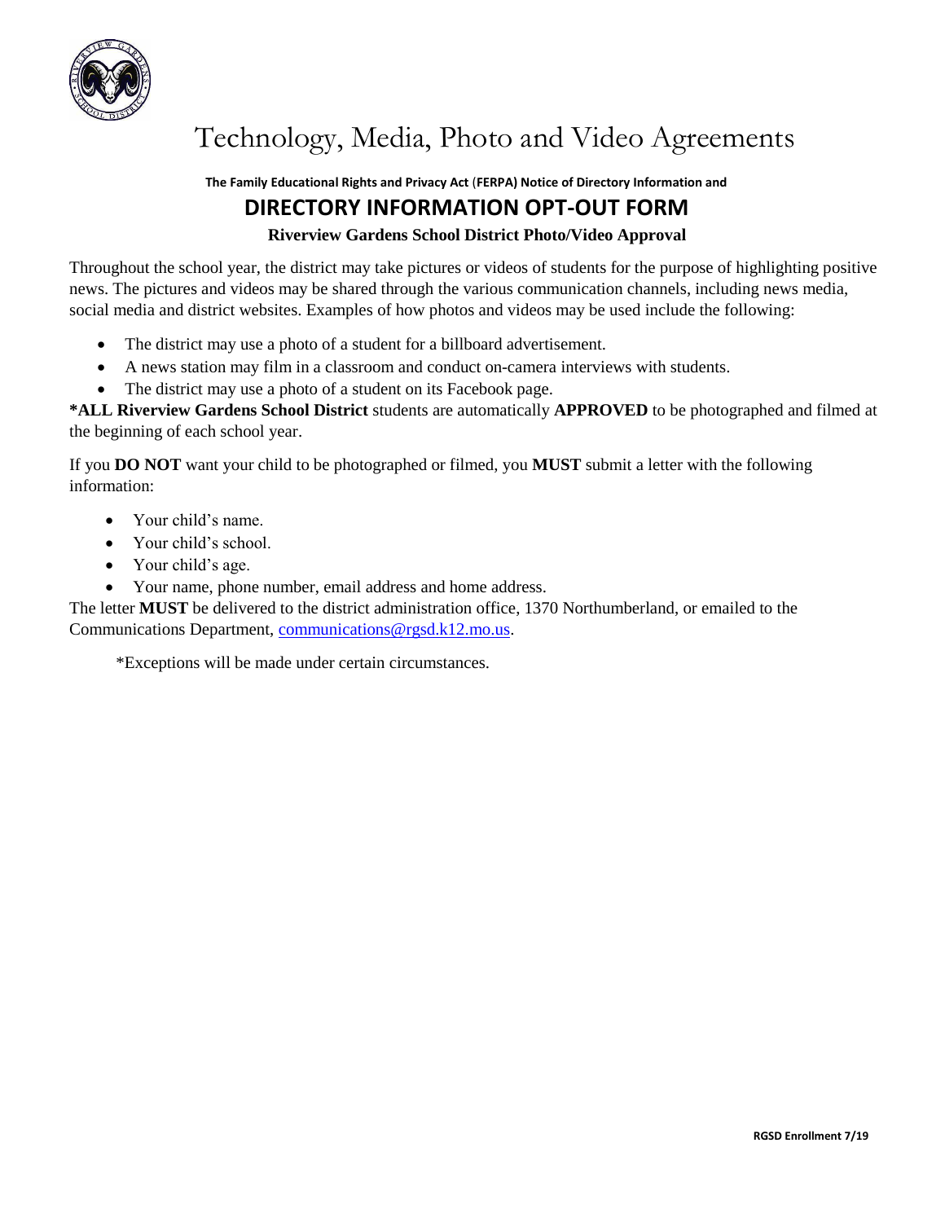# Technology, Media, Photo and Video Agreements

**The Family Educational Rights and Privacy Act (FERPA) Notice of Directory Information and**

## DIRECTORY INFORMATION OPT-OUT FORM

### Riverview Gardens School District Photo/Video Approval

Throughout the school year, the district may take pictures or videos of students for the purpose of highlighting positive news. The pictures and videos may be shared through the various communication channels, including news media, social media and district websites. Examples of how photos and videos may be used include the following:

- The district may use a photo of a student for a billboard advertisement.
- A news station may film in a classroom and conduct on-camera interviews with students.
- The district may use a photo of a student on its Facebook page.

**\*ALL Riverview Gardens School District** students are automatically **APPROVED** to be photographed and filmed at the beginning of each school year.

If you **DO NOT** want your child to be photographed or filmed, you **MUST** submit a letter with the following information:

- Your child's name.
- Your child's school.
- Your child's age.
- Your name, phone number, email address and home address.

The letter **MUST** be delivered to the district administration office, 1370 Northumberland, or emailed to the Communications Department, communications@rgsd.k12.mo.us.

*Exceptions will be made under certain circumstances.

RGSD Enrollment 7/19